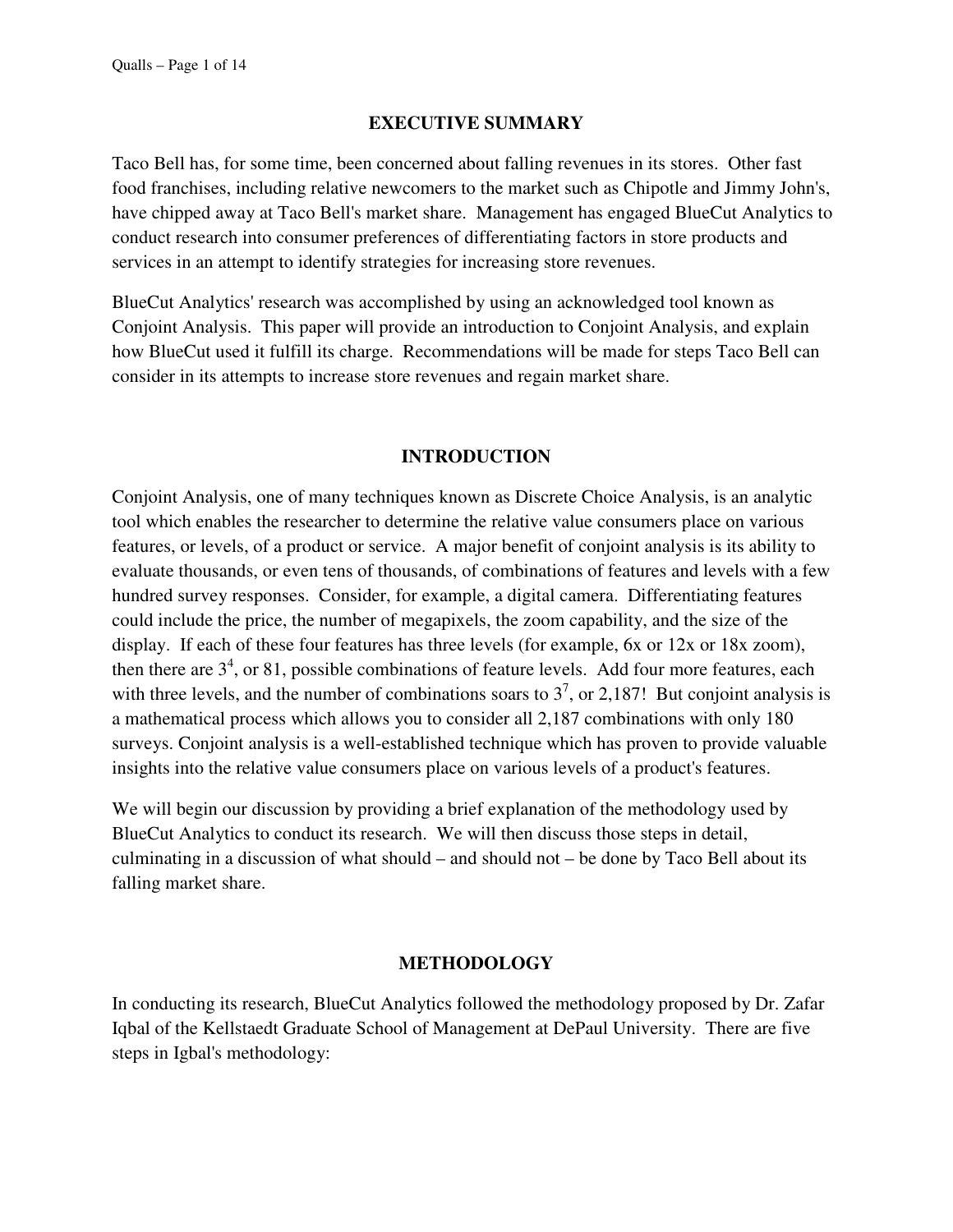## EXECUTIVE SUMMARY

Taco Bell has, for some time, been concerned about falling revenues in its stores. Other fast food franchises, including relative newcomers to the market such as Chipotle and Jimmy John's, have chipped away at Taco Bell's market share. Management has engaged BlueCut Analytics to conduct research into consumer preferences of differentiating factors in store products and services in an attempt to identify strategies for increasing store revenues.

BlueCut Analytics' research was accomplished by using an acknowledged tool known as Conjoint Analysis. This paper will provide an introduction to Conjoint Analysis, and explain how BlueCut used it fulfill its charge. Recommendations will be made for steps Taco Bell can consider in its attempts to increase store revenues and regain market share.

## INTRODUCTION

Conjoint Analysis, one of many techniques known as Discrete Choice Analysis, is an analytic tool which enables the researcher to determine the relative value consumers place on various features, or levels, of a product or service. A major benefit of conjoint analysis is its ability to evaluate thousands, or even tens of thousands, of combinations of features and levels with a few hundred survey responses. Consider, for example, a digital camera. Differentiating features could include the price, the number of megapixels, the zoom capability, and the size of the display. If each of these four features has three levels (for example, 6x or 12x or 18x zoom), then there are $3^4$, or 81, possible combinations of feature levels. Add four more features, each with three levels, and the number of combinations soars to $3^7$, or 2,187! But conjoint analysis is a mathematical process which allows you to consider all 2,187 combinations with only 180 surveys. Conjoint analysis is a well-established technique which has proven to provide valuable insights into the relative value consumers place on various levels of a product's features.

We will begin our discussion by providing a brief explanation of the methodology used by BlueCut Analytics to conduct its research. We will then discuss those steps in detail, culminating in a discussion of what should – and should not – be done by Taco Bell about its falling market share.

## METHODOLOGY

In conducting its research, BlueCut Analytics followed the methodology proposed by Dr. Zafar Iqbal of the Kellstaedt Graduate School of Management at DePaul University. There are five steps in Igbal's methodology: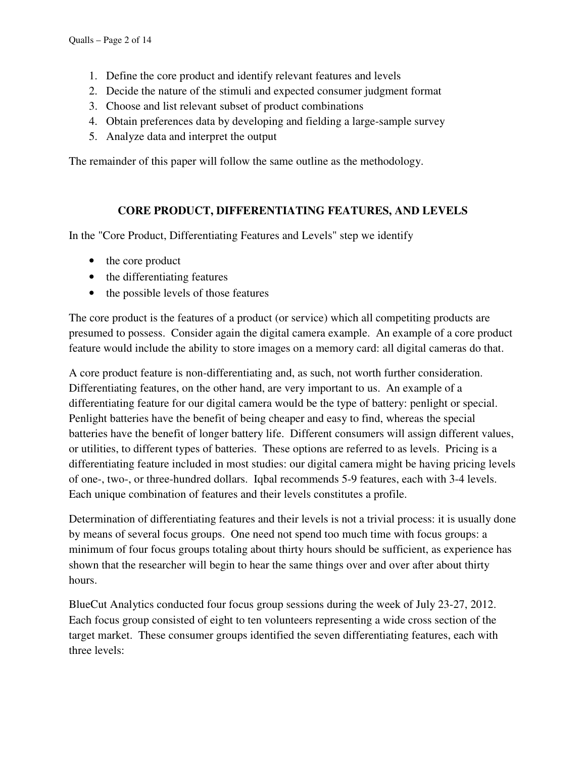1. Define the core product and identify relevant features and levels
2. Decide the nature of the stimuli and expected consumer judgment format
3. Choose and list relevant subset of product combinations
4. Obtain preferences data by developing and fielding a large-sample survey
5. Analyze data and interpret the output

The remainder of this paper will follow the same outline as the methodology.

## CORE PRODUCT, DIFFERENTIATING FEATURES, AND LEVELS

In the "Core Product, Differentiating Features and Levels" step we identify

- the core product
- the differentiating features
- the possible levels of those features

The core product is the features of a product (or service) which all competiting products are presumed to possess. Consider again the digital camera example. An example of a core product feature would include the ability to store images on a memory card: all digital cameras do that.

A core product feature is non-differentiating and, as such, not worth further consideration. Differentiating features, on the other hand, are very important to us. An example of a differentiating feature for our digital camera would be the type of battery: penlight or special. Penlight batteries have the benefit of being cheaper and easy to find, whereas the special batteries have the benefit of longer battery life. Different consumers will assign different values, or utilities, to different types of batteries. These options are referred to as levels. Pricing is a differentiating feature included in most studies: our digital camera might be having pricing levels of one-, two-, or three-hundred dollars. Iqbal recommends 5-9 features, each with 3-4 levels. Each unique combination of features and their levels constitutes a profile.

Determination of differentiating features and their levels is not a trivial process: it is usually done by means of several focus groups. One need not spend too much time with focus groups: a minimum of four focus groups totaling about thirty hours should be sufficient, as experience has shown that the researcher will begin to hear the same things over and over after about thirty hours.

BlueCut Analytics conducted four focus group sessions during the week of July 23-27, 2012. Each focus group consisted of eight to ten volunteers representing a wide cross section of the target market. These consumer groups identified the seven differentiating features, each with three levels: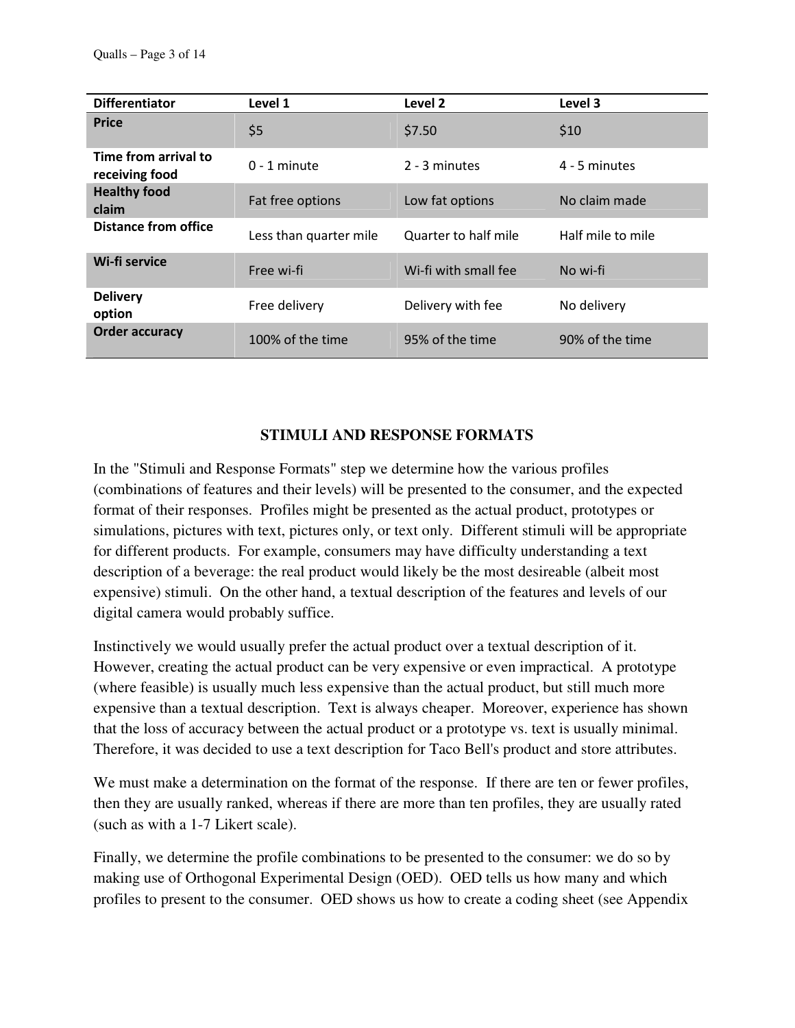| Differentiator | Level 1 | Level 2 | Level 3 |
| --- | --- | --- | --- |
| Price | $5 | $7.50 | $10 |
| Time from arrival to receiving food | 0 - 1 minute | 2 - 3 minutes | 4 - 5 minutes |
| Healthy food claim | Fat free options | Low fat options | No claim made |
| Distance from office | Less than quarter mile | Quarter to half mile | Half mile to mile |
| Wi-fi service | Free wi-fi | Wi-fi with small fee | No wi-fi |
| Delivery option | Free delivery | Delivery with fee | No delivery |
| Order accuracy | 100% of the time | 95% of the time | 90% of the time |

## STIMULI AND RESPONSE FORMATS

In the "Stimuli and Response Formats" step we determine how the various profiles (combinations of features and their levels) will be presented to the consumer, and the expected format of their responses. Profiles might be presented as the actual product, prototypes or simulations, pictures with text, pictures only, or text only. Different stimuli will be appropriate for different products. For example, consumers may have difficulty understanding a text description of a beverage: the real product would likely be the most desireable (albeit most expensive) stimuli. On the other hand, a textual description of the features and levels of our digital camera would probably suffice.

Instinctively we would usually prefer the actual product over a textual description of it. However, creating the actual product can be very expensive or even impractical. A prototype (where feasible) is usually much less expensive than the actual product, but still much more expensive than a textual description. Text is always cheaper. Moreover, experience has shown that the loss of accuracy between the actual product or a prototype vs. text is usually minimal. Therefore, it was decided to use a text description for Taco Bell's product and store attributes.

We must make a determination on the format of the response. If there are ten or fewer profiles, then they are usually ranked, whereas if there are more than ten profiles, they are usually rated (such as with a 1-7 Likert scale).

Finally, we determine the profile combinations to be presented to the consumer: we do so by making use of Orthogonal Experimental Design (OED). OED tells us how many and which profiles to present to the consumer. OED shows us how to create a coding sheet (see Appendix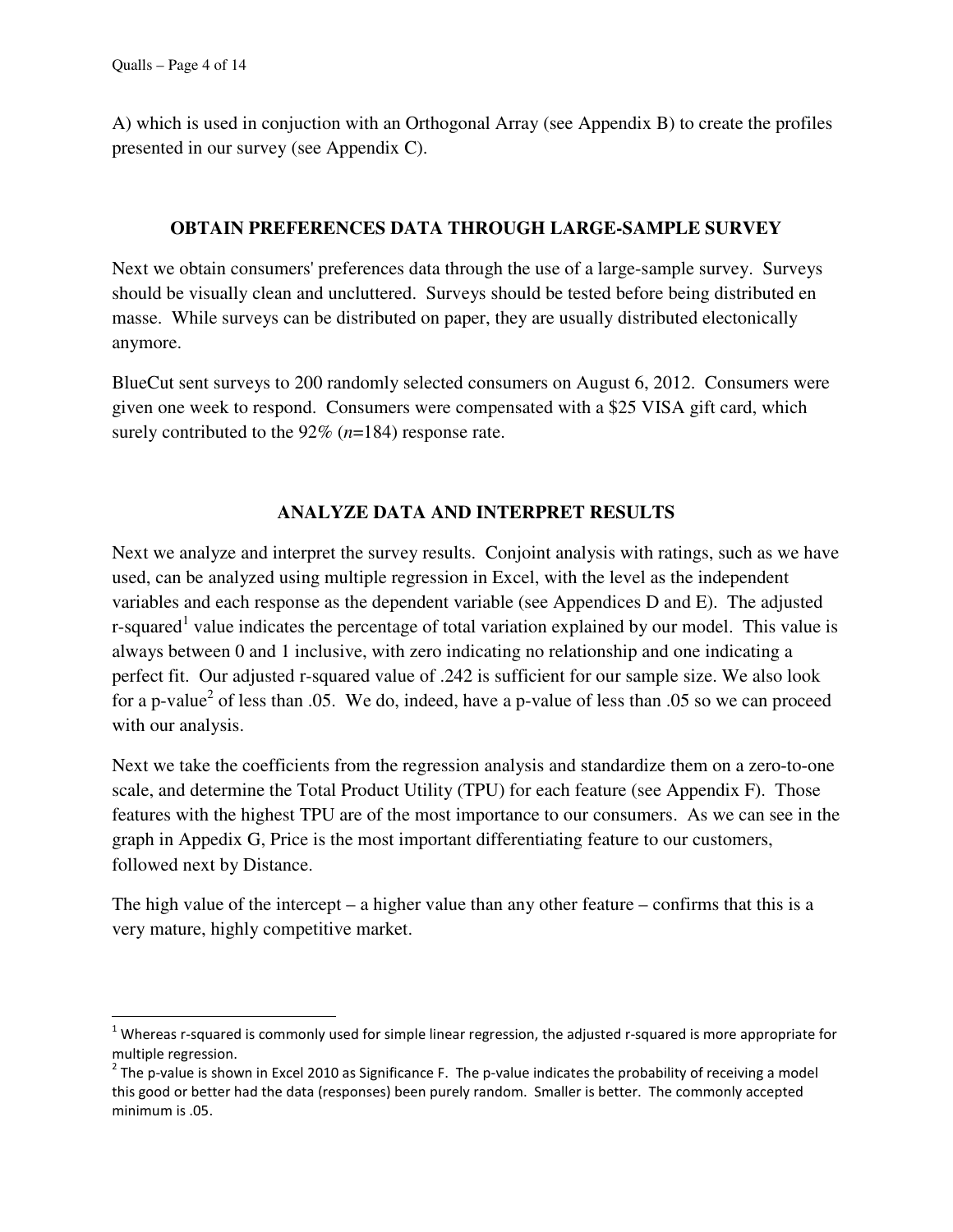A) which is used in conjuction with an Orthogonal Array (see Appendix B) to create the profiles presented in our survey (see Appendix C).

## OBTAIN PREFERENCES DATA THROUGH LARGE-SAMPLE SURVEY

Next we obtain consumers' preferences data through the use of a large-sample survey. Surveys should be visually clean and uncluttered. Surveys should be tested before being distributed en masse. While surveys can be distributed on paper, they are usually distributed electonically anymore.

BlueCut sent surveys to 200 randomly selected consumers on August 6, 2012. Consumers were given one week to respond. Consumers were compensated with a $25 VISA gift card, which surely contributed to the 92% ($n$=184) response rate.

## ANALYZE DATA AND INTERPRET RESULTS

Next we analyze and interpret the survey results. Conjoint analysis with ratings, such as we have used, can be analyzed using multiple regression in Excel, with the level as the independent variables and each response as the dependent variable (see Appendices D and E). The adjusted r-squared[1] value indicates the percentage of total variation explained by our model. This value is always between 0 and 1 inclusive, with zero indicating no relationship and one indicating a perfect fit. Our adjusted r-squared value of .242 is sufficient for our sample size. We also look for a p-value[2] of less than .05. We do, indeed, have a p-value of less than .05 so we can proceed with our analysis.

Next we take the coefficients from the regression analysis and standardize them on a zero-to-one scale, and determine the Total Product Utility (TPU) for each feature (see Appendix F). Those features with the highest TPU are of the most importance to our consumers. As we can see in the graph in Appedix G, Price is the most important differentiating feature to our customers, followed next by Distance.

The high value of the intercept – a higher value than any other feature – confirms that this is a very mature, highly competitive market.

---

[1] Whereas r-squared is commonly used for simple linear regression, the adjusted r-squared is more appropriate for multiple regression.

[2] The p-value is shown in Excel 2010 as Significance F. The p-value indicates the probability of receiving a model this good or better had the data (responses) been purely random. Smaller is better. The commonly accepted minimum is .05.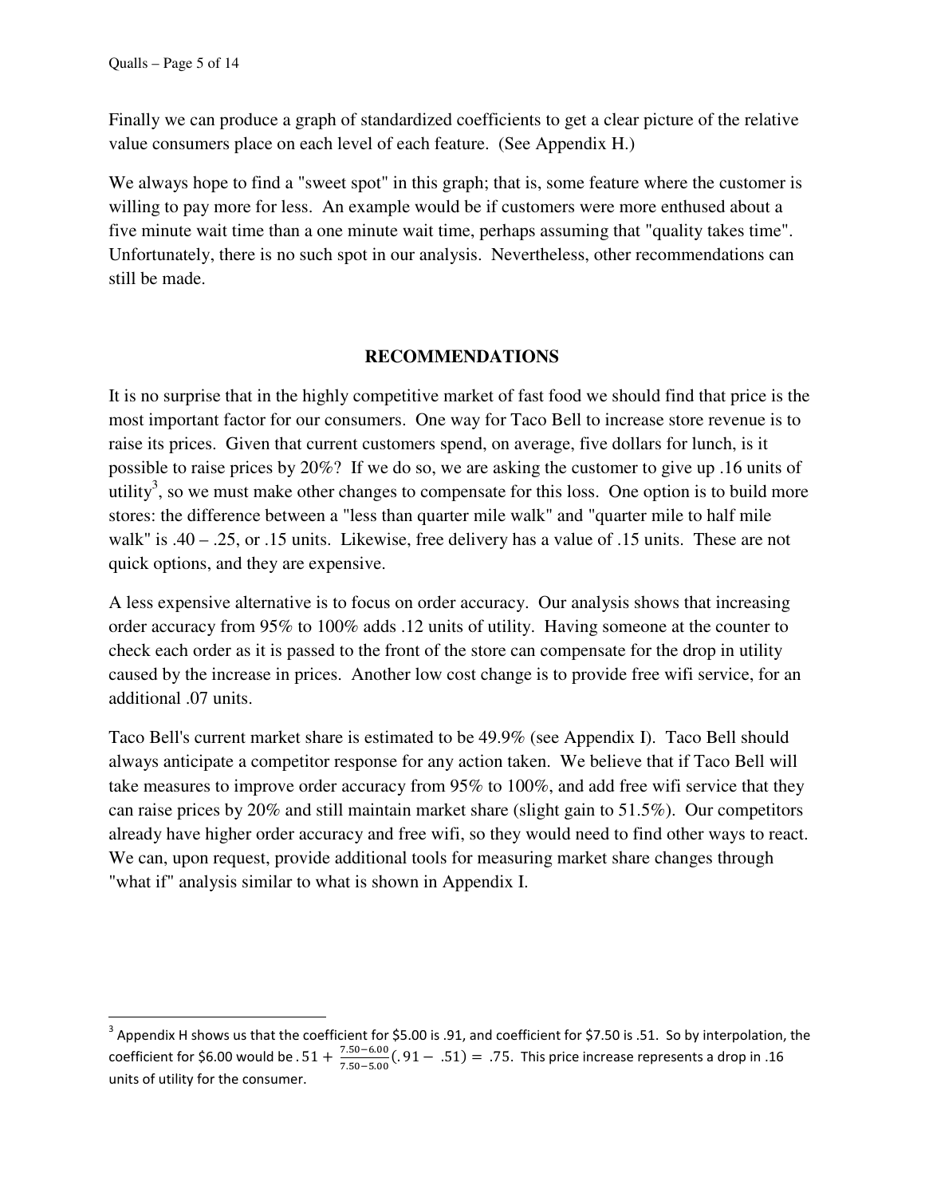Finally we can produce a graph of standardized coefficients to get a clear picture of the relative value consumers place on each level of each feature. (See Appendix H.)

We always hope to find a "sweet spot" in this graph; that is, some feature where the customer is willing to pay more for less. An example would be if customers were more enthused about a five minute wait time than a one minute wait time, perhaps assuming that "quality takes time". Unfortunately, there is no such spot in our analysis. Nevertheless, other recommendations can still be made.

## RECOMMENDATIONS

It is no surprise that in the highly competitive market of fast food we should find that price is the most important factor for our consumers. One way for Taco Bell to increase store revenue is to raise its prices. Given that current customers spend, on average, five dollars for lunch, is it possible to raise prices by 20%? If we do so, we are asking the customer to give up .16 units of utility[3], so we must make other changes to compensate for this loss. One option is to build more stores: the difference between a "less than quarter mile walk" and "quarter mile to half mile walk" is .40 – .25, or .15 units. Likewise, free delivery has a value of .15 units. These are not quick options, and they are expensive.

A less expensive alternative is to focus on order accuracy. Our analysis shows that increasing order accuracy from 95% to 100% adds .12 units of utility. Having someone at the counter to check each order as it is passed to the front of the store can compensate for the drop in utility caused by the increase in prices. Another low cost change is to provide free wifi service, for an additional .07 units.

Taco Bell's current market share is estimated to be 49.9% (see Appendix I). Taco Bell should always anticipate a competitor response for any action taken. We believe that if Taco Bell will take measures to improve order accuracy from 95% to 100%, and add free wifi service that they can raise prices by 20% and still maintain market share (slight gain to 51.5%). Our competitors already have higher order accuracy and free wifi, so they would need to find other ways to react. We can, upon request, provide additional tools for measuring market share changes through "what if" analysis similar to what is shown in Appendix I.

---

[3] Appendix H shows us that the coefficient for \$5.00 is .91, and coefficient for \$7.50 is .51. So by interpolation, the coefficient for \$6.00 would be $.51 + \frac{7.50-6.00}{7.50-5.00}(.91 - .51) = .75$. This price increase represents a drop in .16 units of utility for the consumer.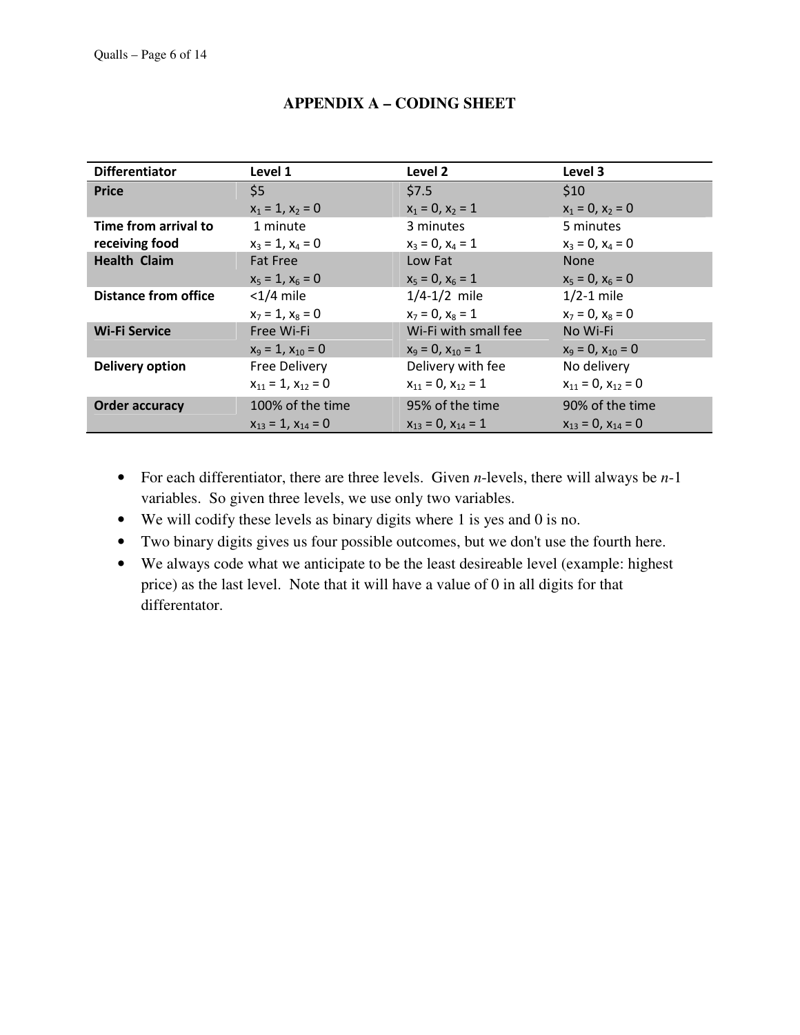## APPENDIX A – CODING SHEET

| Differentiator | Level 1 | Level 2 | Level 3 |
|---|---|---|---|
| **Price** | $5<br>$x_1 = 1, x_2 = 0$ | $7.5<br>$x_1 = 0, x_2 = 1$ | $10<br>$x_1 = 0, x_2 = 0$ |
| **Time from arrival to receiving food** | 1 minute<br>$x_3 = 1, x_4 = 0$ | 3 minutes<br>$x_3 = 0, x_4 = 1$ | 5 minutes<br>$x_3 = 0, x_4 = 0$ |
| **Health Claim** | Fat Free<br>$x_5 = 1, x_6 = 0$ | Low Fat<br>$x_5 = 0, x_6 = 1$ | None<br>$x_5 = 0, x_6 = 0$ |
| **Distance from office** | <1/4 mile<br>$x_7 = 1, x_8 = 0$ | 1/4-1/2 mile<br>$x_7 = 0, x_8 = 1$ | 1/2-1 mile<br>$x_7 = 0, x_8 = 0$ |
| **Wi-Fi Service** | Free Wi-Fi<br>$x_9 = 1, x_{10} = 0$ | Wi-Fi with small fee<br>$x_9 = 0, x_{10} = 1$ | No Wi-Fi<br>$x_9 = 0, x_{10} = 0$ |
| **Delivery option** | Free Delivery<br>$x_{11} = 1, x_{12} = 0$ | Delivery with fee<br>$x_{11} = 0, x_{12} = 1$ | No delivery<br>$x_{11} = 0, x_{12} = 0$ |
| **Order accuracy** | 100% of the time<br>$x_{13} = 1, x_{14} = 0$ | 95% of the time<br>$x_{13} = 0, x_{14} = 1$ | 90% of the time<br>$x_{13} = 0, x_{14} = 0$ |

- For each differentiator, there are three levels. Given *n*-levels, there will always be *n*-1 variables. So given three levels, we use only two variables.
- We will codify these levels as binary digits where 1 is yes and 0 is no.
- Two binary digits gives us four possible outcomes, but we don't use the fourth here.
- We always code what we anticipate to be the least desireable level (example: highest price) as the last level. Note that it will have a value of 0 in all digits for that differentator.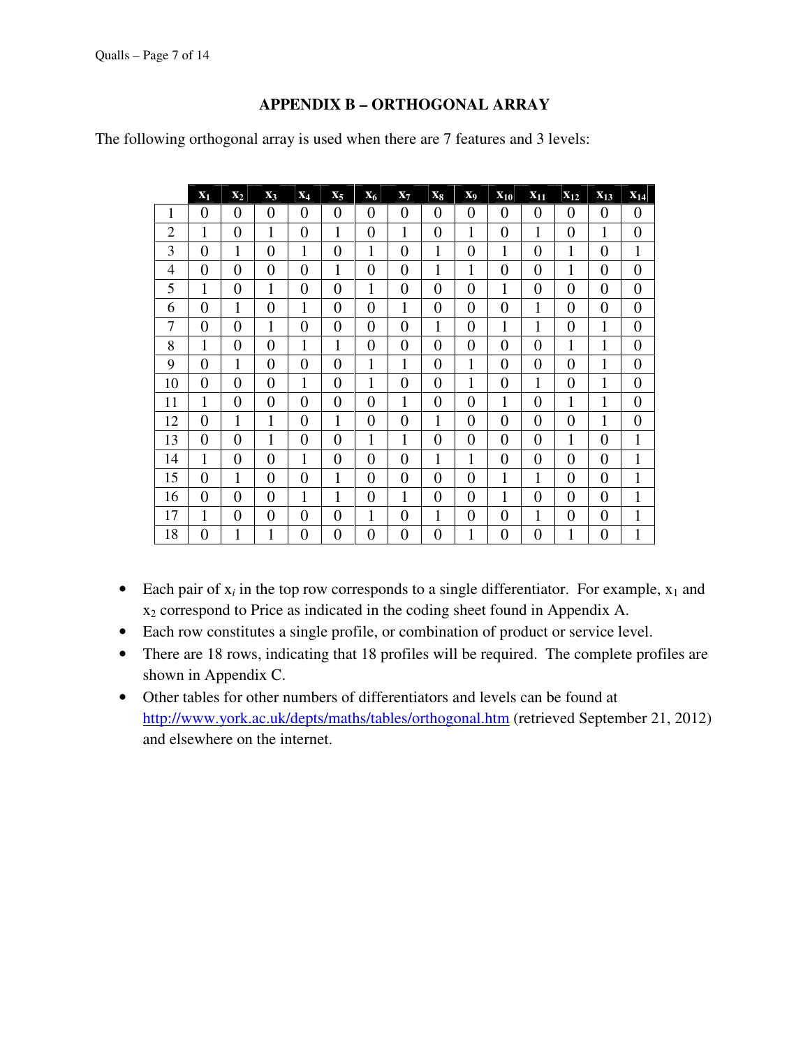## APPENDIX B – ORTHOGONAL ARRAY

The following orthogonal array is used when there are 7 features and 3 levels:

| | $x_1$ | $x_2$ | $x_3$ | $x_4$ | $x_5$ | $x_6$ | $x_7$ | $x_8$ | $x_9$ | $x_{10}$ | $x_{11}$ | $x_{12}$ | $x_{13}$ | $x_{14}$ |
|---|---|---|---|---|---|---|---|---|---|---|---|---|---|---|
| 1 | 0 | 0 | 0 | 0 | 0 | 0 | 0 | 0 | 0 | 0 | 0 | 0 | 0 | 0 |
| 2 | 1 | 0 | 1 | 0 | 1 | 0 | 1 | 0 | 1 | 0 | 1 | 0 | 1 | 0 |
| 3 | 0 | 1 | 0 | 1 | 0 | 1 | 0 | 1 | 0 | 1 | 0 | 1 | 0 | 1 |
| 4 | 0 | 0 | 0 | 0 | 1 | 0 | 0 | 1 | 1 | 0 | 0 | 1 | 0 | 0 |
| 5 | 1 | 0 | 1 | 0 | 0 | 1 | 0 | 0 | 0 | 1 | 0 | 0 | 0 | 0 |
| 6 | 0 | 1 | 0 | 1 | 0 | 0 | 1 | 0 | 0 | 0 | 1 | 0 | 0 | 0 |
| 7 | 0 | 0 | 1 | 0 | 0 | 0 | 0 | 1 | 0 | 1 | 1 | 0 | 1 | 0 |
| 8 | 1 | 0 | 0 | 1 | 1 | 0 | 0 | 0 | 0 | 0 | 0 | 1 | 1 | 0 |
| 9 | 0 | 1 | 0 | 0 | 0 | 1 | 1 | 0 | 1 | 0 | 0 | 0 | 1 | 0 |
| 10 | 0 | 0 | 0 | 1 | 0 | 1 | 0 | 0 | 1 | 0 | 1 | 0 | 1 | 0 |
| 11 | 1 | 0 | 0 | 0 | 0 | 0 | 1 | 0 | 0 | 1 | 0 | 1 | 1 | 0 |
| 12 | 0 | 1 | 1 | 0 | 1 | 0 | 0 | 1 | 0 | 0 | 0 | 0 | 1 | 0 |
| 13 | 0 | 0 | 1 | 0 | 0 | 1 | 1 | 0 | 0 | 0 | 0 | 1 | 0 | 1 |
| 14 | 1 | 0 | 0 | 1 | 0 | 0 | 0 | 1 | 1 | 0 | 0 | 0 | 0 | 1 |
| 15 | 0 | 1 | 0 | 0 | 1 | 0 | 0 | 0 | 0 | 1 | 1 | 0 | 0 | 1 |
| 16 | 0 | 0 | 0 | 1 | 1 | 0 | 1 | 0 | 0 | 1 | 0 | 0 | 0 | 1 |
| 17 | 1 | 0 | 0 | 0 | 0 | 1 | 0 | 1 | 0 | 0 | 1 | 0 | 0 | 1 |
| 18 | 0 | 1 | 1 | 0 | 0 | 0 | 0 | 0 | 1 | 0 | 0 | 1 | 0 | 1 |

- Each pair of $x_i$ in the top row corresponds to a single differentiator. For example, $x_1$ and $x_2$ correspond to Price as indicated in the coding sheet found in Appendix A.
- Each row constitutes a single profile, or combination of product or service level.
- There are 18 rows, indicating that 18 profiles will be required. The complete profiles are shown in Appendix C.
- Other tables for other numbers of differentiators and levels can be found at http://www.york.ac.uk/depts/maths/tables/orthogonal.htm (retrieved September 21, 2012) and elsewhere on the internet.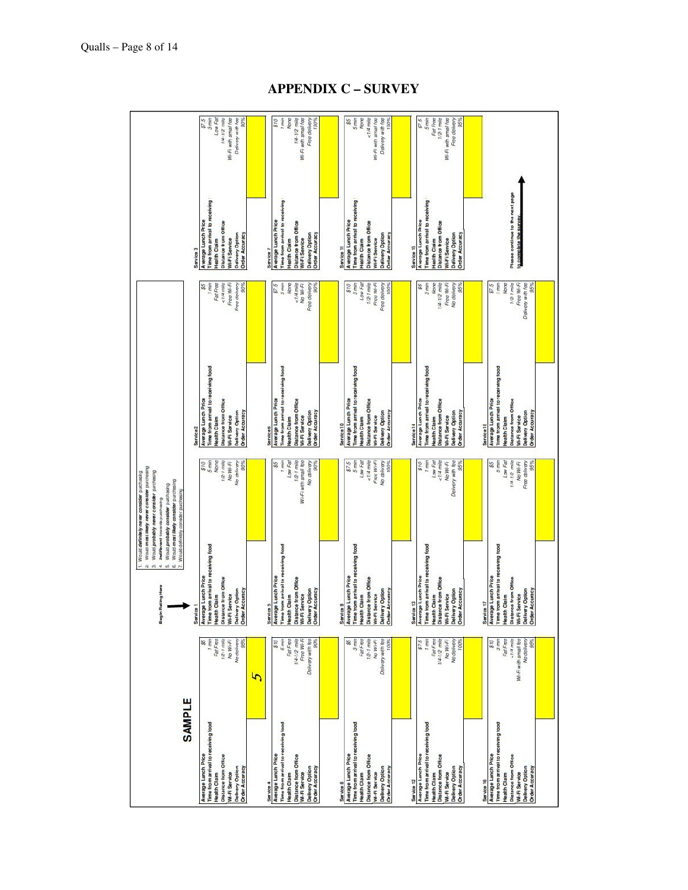# APPENDIX C – SURVEY

**SAMPLE**

| Attribute | Value |
|---|---|
| Average Lunch Price | $5 |
| Time from arrival to receiving food | 1 min |
| Health Claim | Fat Free |
| Distance from Office | 1/2-1 mile |
| Wi-Fi Service | No Wi-Fi |
| Delivery Option | No delivery |
| Order Accuracy | 95% |
| **Rating** | **5** |

**Begin Rating Here**

1. Would *definitely never consider* purchasing
2. Would *most likely never consider* purchasing
3. Would *probably never consider* purchasing
4. *Indifferent* towards purchasing
5. Would *probably consider* purchasing
6. Would *most likely consider* purchasing
7. Would *definitely consider* purchasing

| Service | Average Lunch Price | Time from arrival to receiving food | Health Claim | Distance from Office | Wi-Fi Service | Delivery Option | Order Accuracy | Rating |
|---|---|---|---|---|---|---|---|---|
| Service 1 | $10 | 5 min | None | 1/2-1 mile | No Wi-Fi | No delivery | 90% | |
| Service 2 | $5 | 1 min | Fat Free | <1/4 mile | Free Wi-Fi | Free delivery | 90% | |
| Service 3 | $7.5 | 3 min | Low Fat | 1/4-1/2 mile | Wi-Fi with small fee | Delivery with fee | 90% | |
| Service 4 | $10 | 5 min | Fat Free | 1/4-1/2 mile | Free Wi-Fi | Delivery with fee | 90% | |
| Service 5 | $5 | 1 min | Low Fat | 1/2-1 mile | Wi-Fi with small fee | No delivery | 90% | |
| Service 6 | $7.5 | 3 min | None | <1/4 mile | No Wi-Fi | Free delivery | 90% | |
| Service 7 | $10 | 1 min | None | 1/4-1/2 mile | Wi-Fi with small fee | Free delivery | 100% | |
| Service 8 | $5 | 3 min | Fat Free | 1/2-1 mile | No Wi-Fi | Delivery with fee | 100% | |
| Service 9 | $7.5 | 5 min | Low Fat | <1/4 mile | Free Wi-Fi | No delivery | 100% | |
| Service 10 | $10 | 3 min | Low Fat | 1/2-1 mile | Free Wi-Fi | Free delivery | 100% | |
| Service 11 | $5 | 5 min | None | <1/4 mile | Wi-Fi with small fee | Delivery with fee | 100% | |
| Service 12 | $7.5 | 1 min | Fat Free | 1/4-1/2 mile | No Wi-Fi | No delivery | 100% | |
| Service 13 | $10 | 1 min | Low Fat | <1/4 mile | No Wi-Fi | Delivery with fee | 95% | |
| Service 14 | $5 | 3 min | None | 1/4-1/2 mile | Free Wi-Fi | No delivery | 95% | |
| Service 15 | $7.5 | 5 min | Fat Free | 1/2-1 mile | Wi-Fi with small fee | Free delivery | 95% | |
| Service 16 | $10 | 3 min | Fat Free | <1/4 mile | Wi-Fi with small fee | No delivery | 95% | |
| Service 17 | $5 | 5 min | Low Fat | 1/4-1/2 mile | No Wi-Fi | Free delivery | 95% | |
| Service 18 | $7.5 | 1 min | None | 1/2-1 mile | Free Wi-Fi | Delivery with fee | 95% | |

Please continue to the next page to complete the survey.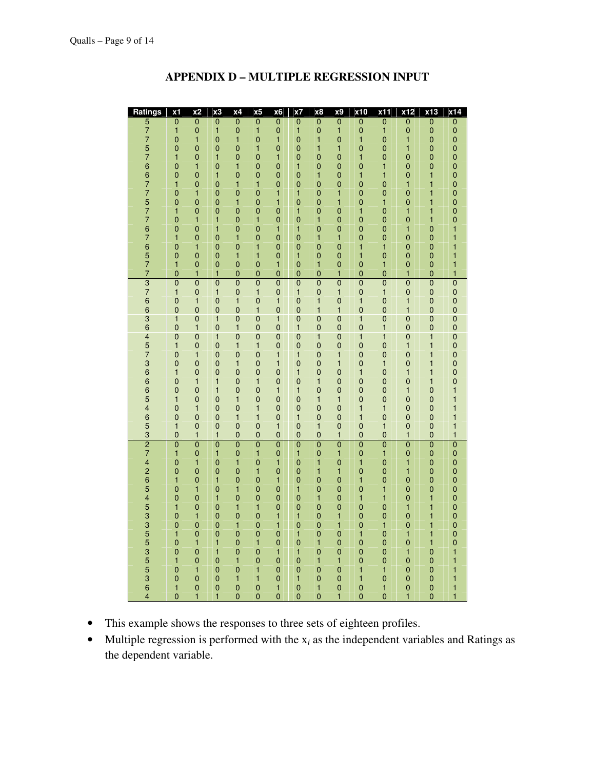## APPENDIX D – MULTIPLE REGRESSION INPUT

| Ratings | x1 | x2 | x3 | x4 | x5 | x6 | x7 | x8 | x9 | x10 | x11 | x12 | x13 | x14 |
|---|---|---|---|---|---|---|---|---|---|---|---|---|---|---|
| 5 | 0 | 0 | 0 | 0 | 0 | 0 | 0 | 0 | 0 | 0 | 0 | 0 | 0 | 0 |
| 7 | 1 | 0 | 1 | 0 | 1 | 0 | 1 | 0 | 1 | 0 | 1 | 0 | 0 | 0 |
| 7 | 0 | 1 | 0 | 1 | 0 | 1 | 0 | 1 | 0 | 1 | 0 | 1 | 0 | 0 |
| 5 | 0 | 0 | 0 | 0 | 1 | 0 | 0 | 1 | 1 | 0 | 0 | 1 | 0 | 0 |
| 7 | 1 | 0 | 1 | 0 | 0 | 1 | 0 | 0 | 0 | 1 | 0 | 0 | 0 | 0 |
| 6 | 0 | 1 | 0 | 1 | 0 | 0 | 1 | 0 | 0 | 0 | 1 | 0 | 0 | 0 |
| 6 | 0 | 0 | 1 | 0 | 0 | 0 | 0 | 1 | 0 | 1 | 1 | 0 | 1 | 0 |
| 7 | 1 | 0 | 0 | 1 | 1 | 0 | 0 | 0 | 0 | 0 | 0 | 1 | 1 | 0 |
| 7 | 0 | 1 | 0 | 0 | 0 | 1 | 1 | 0 | 1 | 0 | 0 | 0 | 1 | 0 |
| 5 | 0 | 0 | 0 | 1 | 0 | 1 | 0 | 0 | 1 | 0 | 1 | 0 | 1 | 0 |
| 7 | 1 | 0 | 0 | 0 | 0 | 0 | 1 | 0 | 0 | 1 | 0 | 1 | 1 | 0 |
| 7 | 0 | 1 | 1 | 0 | 1 | 0 | 0 | 1 | 0 | 0 | 0 | 0 | 1 | 0 |
| 6 | 0 | 0 | 1 | 0 | 0 | 1 | 1 | 0 | 0 | 0 | 0 | 1 | 0 | 1 |
| 7 | 1 | 0 | 0 | 1 | 0 | 0 | 0 | 1 | 1 | 0 | 0 | 0 | 0 | 1 |
| 6 | 0 | 1 | 0 | 0 | 1 | 0 | 0 | 0 | 0 | 1 | 1 | 0 | 0 | 1 |
| 5 | 0 | 0 | 0 | 1 | 1 | 0 | 1 | 0 | 0 | 1 | 0 | 0 | 0 | 1 |
| 7 | 1 | 0 | 0 | 0 | 0 | 1 | 0 | 1 | 0 | 0 | 1 | 0 | 0 | 1 |
| 7 | 0 | 1 | 1 | 0 | 0 | 0 | 0 | 0 | 1 | 0 | 0 | 1 | 0 | 1 |
| 3 | 0 | 0 | 0 | 0 | 0 | 0 | 0 | 0 | 0 | 0 | 0 | 0 | 0 | 0 |
| 7 | 1 | 0 | 1 | 0 | 1 | 0 | 1 | 0 | 1 | 0 | 1 | 0 | 0 | 0 |
| 6 | 0 | 1 | 0 | 1 | 0 | 1 | 0 | 1 | 0 | 1 | 0 | 1 | 0 | 0 |
| 6 | 0 | 0 | 0 | 0 | 1 | 0 | 0 | 1 | 1 | 0 | 0 | 1 | 0 | 0 |
| 3 | 1 | 0 | 1 | 0 | 0 | 1 | 0 | 0 | 0 | 1 | 0 | 0 | 0 | 0 |
| 6 | 0 | 1 | 0 | 1 | 0 | 0 | 1 | 0 | 0 | 0 | 1 | 0 | 0 | 0 |
| 4 | 0 | 0 | 1 | 0 | 0 | 0 | 0 | 1 | 0 | 1 | 1 | 0 | 1 | 0 |
| 5 | 1 | 0 | 0 | 1 | 1 | 0 | 0 | 0 | 0 | 0 | 0 | 1 | 1 | 0 |
| 7 | 0 | 1 | 0 | 0 | 0 | 1 | 1 | 0 | 1 | 0 | 0 | 0 | 1 | 0 |
| 3 | 0 | 0 | 0 | 1 | 0 | 1 | 0 | 0 | 1 | 0 | 1 | 0 | 1 | 0 |
| 6 | 1 | 0 | 0 | 0 | 0 | 0 | 1 | 0 | 0 | 1 | 0 | 1 | 1 | 0 |
| 6 | 0 | 1 | 1 | 0 | 1 | 0 | 0 | 1 | 0 | 0 | 0 | 0 | 1 | 0 |
| 6 | 0 | 0 | 1 | 0 | 0 | 1 | 1 | 0 | 0 | 0 | 0 | 1 | 0 | 1 |
| 5 | 1 | 0 | 0 | 1 | 0 | 0 | 0 | 1 | 1 | 0 | 0 | 0 | 0 | 1 |
| 4 | 0 | 1 | 0 | 0 | 1 | 0 | 0 | 0 | 0 | 1 | 1 | 0 | 0 | 1 |
| 6 | 0 | 0 | 0 | 1 | 1 | 0 | 1 | 0 | 0 | 1 | 0 | 0 | 0 | 1 |
| 5 | 1 | 0 | 0 | 0 | 0 | 1 | 0 | 1 | 0 | 0 | 1 | 0 | 0 | 1 |
| 3 | 0 | 1 | 1 | 0 | 0 | 0 | 0 | 0 | 1 | 0 | 0 | 1 | 0 | 1 |
| 2 | 0 | 0 | 0 | 0 | 0 | 0 | 0 | 0 | 0 | 0 | 0 | 0 | 0 | 0 |
| 7 | 1 | 0 | 1 | 0 | 1 | 0 | 1 | 0 | 1 | 0 | 1 | 0 | 0 | 0 |
| 4 | 0 | 1 | 0 | 1 | 0 | 1 | 0 | 1 | 0 | 1 | 0 | 1 | 0 | 0 |
| 2 | 0 | 0 | 0 | 0 | 1 | 0 | 0 | 1 | 1 | 0 | 0 | 1 | 0 | 0 |
| 6 | 1 | 0 | 1 | 0 | 0 | 1 | 0 | 0 | 0 | 1 | 0 | 0 | 0 | 0 |
| 5 | 0 | 1 | 0 | 1 | 0 | 0 | 1 | 0 | 0 | 0 | 1 | 0 | 0 | 0 |
| 4 | 0 | 0 | 1 | 0 | 0 | 0 | 0 | 1 | 0 | 1 | 1 | 0 | 1 | 0 |
| 5 | 1 | 0 | 0 | 1 | 1 | 0 | 0 | 0 | 0 | 0 | 0 | 1 | 1 | 0 |
| 3 | 0 | 1 | 0 | 0 | 0 | 1 | 1 | 0 | 1 | 0 | 0 | 0 | 1 | 0 |
| 3 | 0 | 0 | 0 | 1 | 0 | 1 | 0 | 0 | 1 | 0 | 1 | 0 | 1 | 0 |
| 5 | 1 | 0 | 0 | 0 | 0 | 0 | 1 | 0 | 0 | 1 | 0 | 1 | 1 | 0 |
| 5 | 0 | 1 | 1 | 0 | 1 | 0 | 0 | 1 | 0 | 0 | 0 | 0 | 1 | 0 |
| 3 | 0 | 0 | 1 | 0 | 0 | 1 | 1 | 0 | 0 | 0 | 0 | 1 | 0 | 1 |
| 5 | 1 | 0 | 0 | 1 | 0 | 0 | 0 | 1 | 1 | 0 | 0 | 0 | 0 | 1 |
| 5 | 0 | 1 | 0 | 0 | 1 | 0 | 0 | 0 | 0 | 1 | 1 | 0 | 0 | 1 |
| 3 | 0 | 0 | 0 | 1 | 1 | 0 | 1 | 0 | 0 | 1 | 0 | 0 | 0 | 1 |
| 6 | 1 | 0 | 0 | 0 | 0 | 1 | 0 | 1 | 0 | 0 | 1 | 0 | 0 | 1 |
| 4 | 0 | 1 | 1 | 0 | 0 | 0 | 0 | 0 | 1 | 0 | 0 | 1 | 0 | 1 |

- This example shows the responses to three sets of eighteen profiles.
- Multiple regression is performed with the $x_i$ as the independent variables and Ratings as the dependent variable.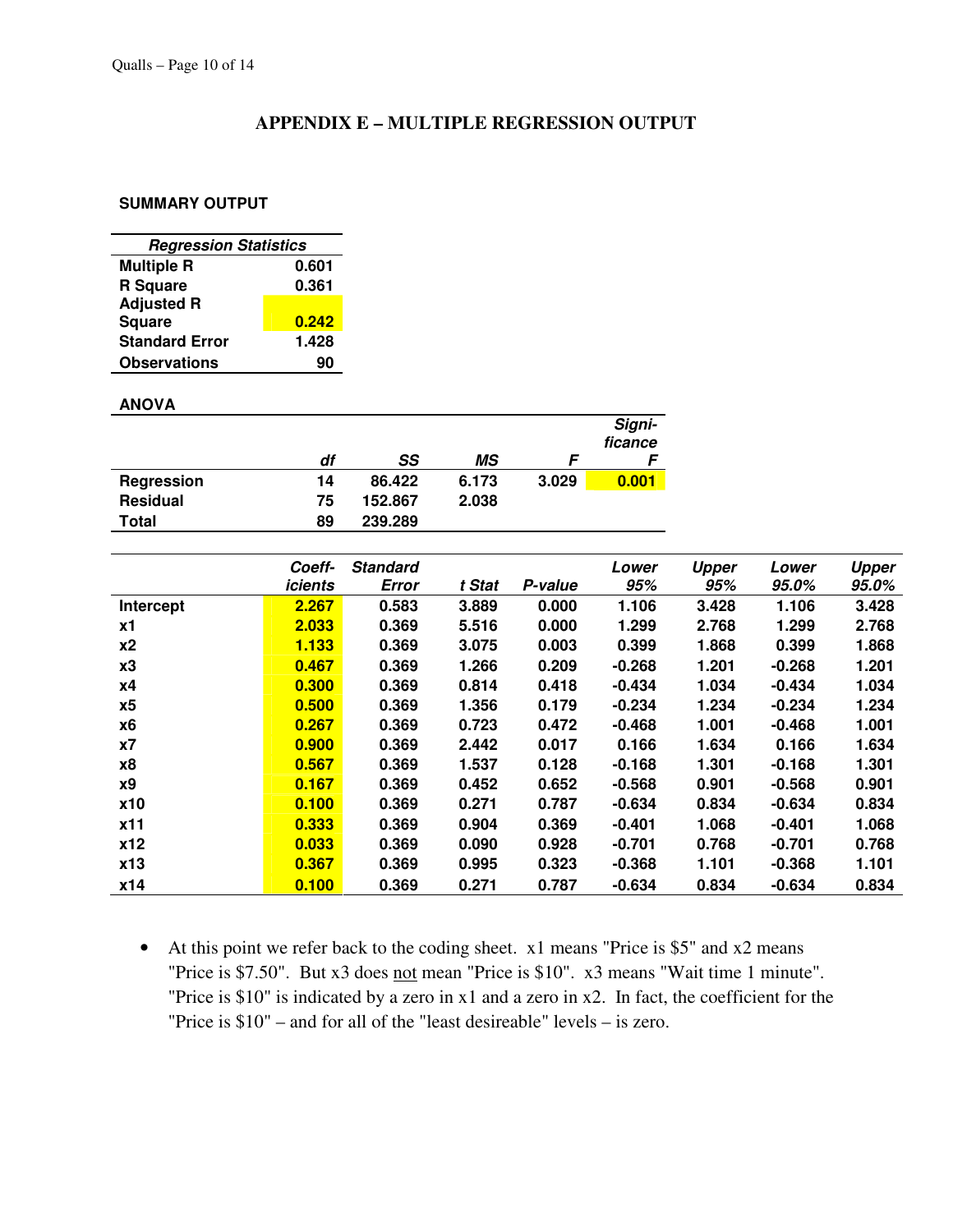## APPENDIX E – MULTIPLE REGRESSION OUTPUT

**SUMMARY OUTPUT**

| *Regression Statistics* | |
|---|---|
| **Multiple R** | 0.601 |
| **R Square** | 0.361 |
| **Adjusted R Square** | 0.242 |
| **Standard Error** | 1.428 |
| **Observations** | 90 |

**ANOVA**

| | *df* | *SS* | *MS* | *F* | *Significance F* |
|---|---|---|---|---|---|
| **Regression** | 14 | 86.422 | 6.173 | 3.029 | 0.001 |
| **Residual** | 75 | 152.867 | 2.038 | | |
| **Total** | 89 | 239.289 | | | |

| | *Coefficients* | *Standard Error* | *t Stat* | *P-value* | *Lower 95%* | *Upper 95%* | *Lower 95.0%* | *Upper 95.0%* |
|---|---|---|---|---|---|---|---|---|
| **Intercept** | 2.267 | 0.583 | 3.889 | 0.000 | 1.106 | 3.428 | 1.106 | 3.428 |
| **x1** | 2.033 | 0.369 | 5.516 | 0.000 | 1.299 | 2.768 | 1.299 | 2.768 |
| **x2** | 1.133 | 0.369 | 3.075 | 0.003 | 0.399 | 1.868 | 0.399 | 1.868 |
| **x3** | 0.467 | 0.369 | 1.266 | 0.209 | -0.268 | 1.201 | -0.268 | 1.201 |
| **x4** | 0.300 | 0.369 | 0.814 | 0.418 | -0.434 | 1.034 | -0.434 | 1.034 |
| **x5** | 0.500 | 0.369 | 1.356 | 0.179 | -0.234 | 1.234 | -0.234 | 1.234 |
| **x6** | 0.267 | 0.369 | 0.723 | 0.472 | -0.468 | 1.001 | -0.468 | 1.001 |
| **x7** | 0.900 | 0.369 | 2.442 | 0.017 | 0.166 | 1.634 | 0.166 | 1.634 |
| **x8** | 0.567 | 0.369 | 1.537 | 0.128 | -0.168 | 1.301 | -0.168 | 1.301 |
| **x9** | 0.167 | 0.369 | 0.452 | 0.652 | -0.568 | 0.901 | -0.568 | 0.901 |
| **x10** | 0.100 | 0.369 | 0.271 | 0.787 | -0.634 | 0.834 | -0.634 | 0.834 |
| **x11** | 0.333 | 0.369 | 0.904 | 0.369 | -0.401 | 1.068 | -0.401 | 1.068 |
| **x12** | 0.033 | 0.369 | 0.090 | 0.928 | -0.701 | 0.768 | -0.701 | 0.768 |
| **x13** | 0.367 | 0.369 | 0.995 | 0.323 | -0.368 | 1.101 | -0.368 | 1.101 |
| **x14** | 0.100 | 0.369 | 0.271 | 0.787 | -0.634 | 0.834 | -0.634 | 0.834 |

- At this point we refer back to the coding sheet. x1 means "Price is $5" and x2 means "Price is $7.50". But x3 does not mean "Price is $10". x3 means "Wait time 1 minute". "Price is $10" is indicated by a zero in x1 and a zero in x2. In fact, the coefficient for the "Price is $10" – and for all of the "least desireable" levels – is zero.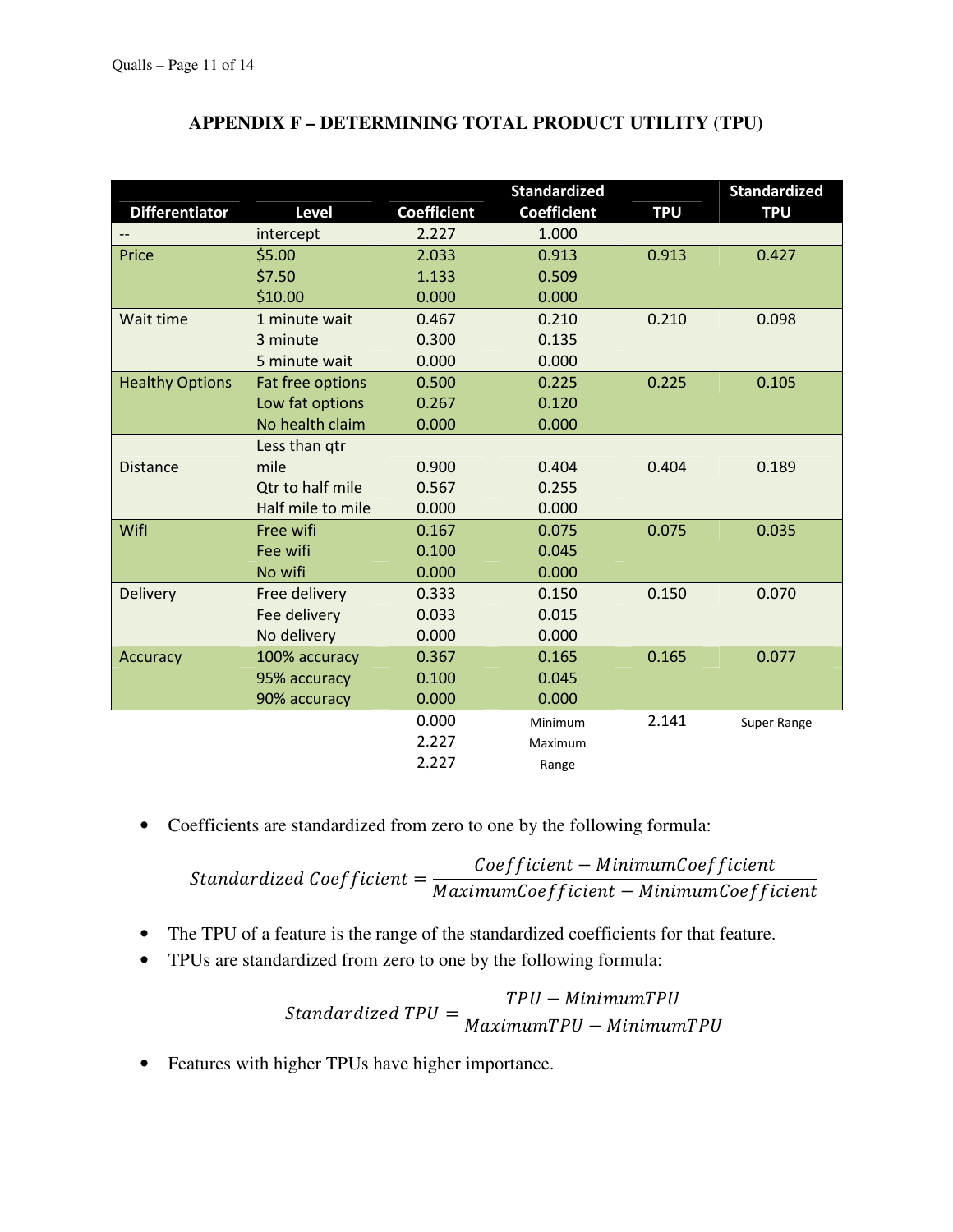## APPENDIX F – DETERMINING TOTAL PRODUCT UTILITY (TPU)

| Differentiator | Level | Coefficient | Standardized Coefficient | TPU | Standardized TPU |
|---|---|---|---|---|---|
| -- | intercept | 2.227 | 1.000 | | |
| Price | $5.00 | 2.033 | 0.913 | 0.913 | 0.427 |
| | $7.50 | 1.133 | 0.509 | | |
| | $10.00 | 0.000 | 0.000 | | |
| Wait time | 1 minute wait | 0.467 | 0.210 | 0.210 | 0.098 |
| | 3 minute | 0.300 | 0.135 | | |
| | 5 minute wait | 0.000 | 0.000 | | |
| Healthy Options | Fat free options | 0.500 | 0.225 | 0.225 | 0.105 |
| | Low fat options | 0.267 | 0.120 | | |
| | No health claim | 0.000 | 0.000 | | |
| Distance | Less than qtr mile | 0.900 | 0.404 | 0.404 | 0.189 |
| | Qtr to half mile | 0.567 | 0.255 | | |
| | Half mile to mile | 0.000 | 0.000 | | |
| WifI | Free wifi | 0.167 | 0.075 | 0.075 | 0.035 |
| | Fee wifi | 0.100 | 0.045 | | |
| | No wifi | 0.000 | 0.000 | | |
| Delivery | Free delivery | 0.333 | 0.150 | 0.150 | 0.070 |
| | Fee delivery | 0.033 | 0.015 | | |
| | No delivery | 0.000 | 0.000 | | |
| Accuracy | 100% accuracy | 0.367 | 0.165 | 0.165 | 0.077 |
| | 95% accuracy | 0.100 | 0.045 | | |
| | 90% accuracy | 0.000 | 0.000 | | |
| | | 0.000 | Minimum | 2.141 | Super Range |
| | | 2.227 | Maximum | | |
| | | 2.227 | Range | | |

- Coefficients are standardized from zero to one by the following formula:

$$Standardized\ Coefficient = \frac{Coefficient - MinimumCoefficient}{MaximumCoefficient - MinimumCoefficient}$$

- The TPU of a feature is the range of the standardized coefficients for that feature.
- TPUs are standardized from zero to one by the following formula:

$$Standardized\ TPU = \frac{TPU - MinimumTPU}{MaximumTPU - MinimumTPU}$$

- Features with higher TPUs have higher importance.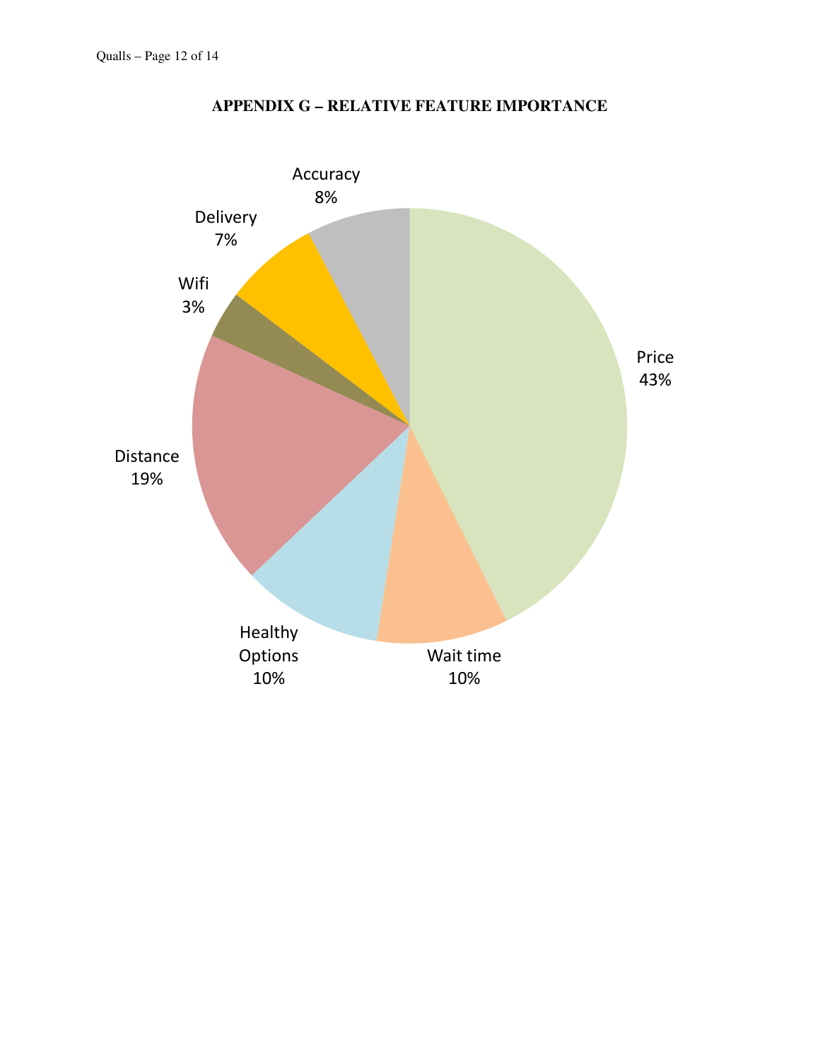### APPENDIX G – RELATIVE FEATURE IMPORTANCE

Accuracy
8%

Delivery
7%

Wifi
3%

Distance
19%

Healthy Options
10%

Wait time
10%

Price
43%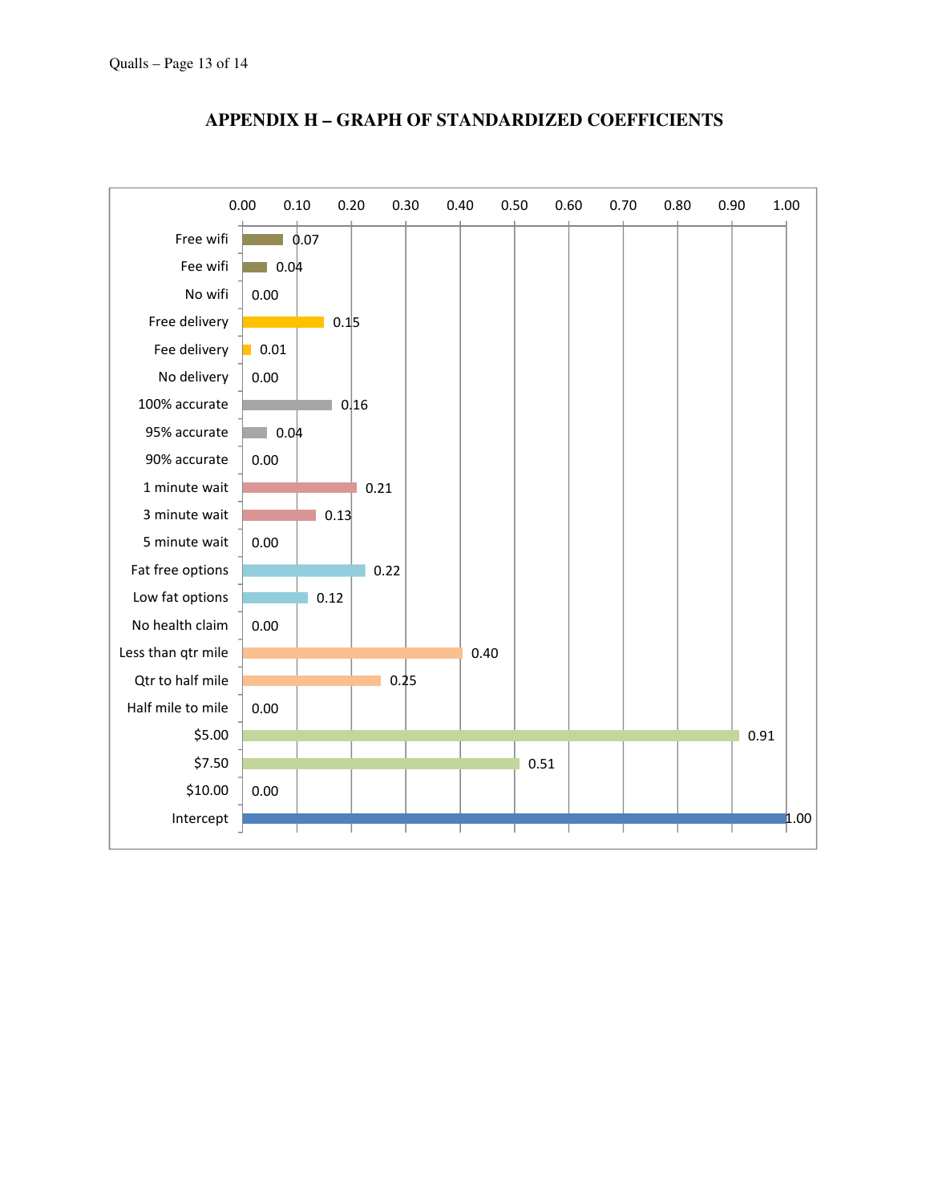## APPENDIX H – GRAPH OF STANDARDIZED COEFFICIENTS

| Attribute | Standardized Coefficient |
|---|---|
| Free wifi | 0.07 |
| Fee wifi | 0.04 |
| No wifi | 0.00 |
| Free delivery | 0.15 |
| Fee delivery | 0.01 |
| No delivery | 0.00 |
| 100% accurate | 0.16 |
| 95% accurate | 0.04 |
| 90% accurate | 0.00 |
| 1 minute wait | 0.21 |
| 3 minute wait | 0.13 |
| 5 minute wait | 0.00 |
| Fat free options | 0.22 |
| Low fat options | 0.12 |
| No health claim | 0.00 |
| Less than qtr mile | 0.40 |
| Qtr to half mile | 0.25 |
| Half mile to mile | 0.00 |
| $5.00 | 0.91 |
| $7.50 | 0.51 |
| $10.00 | 0.00 |
| Intercept | 1.00 |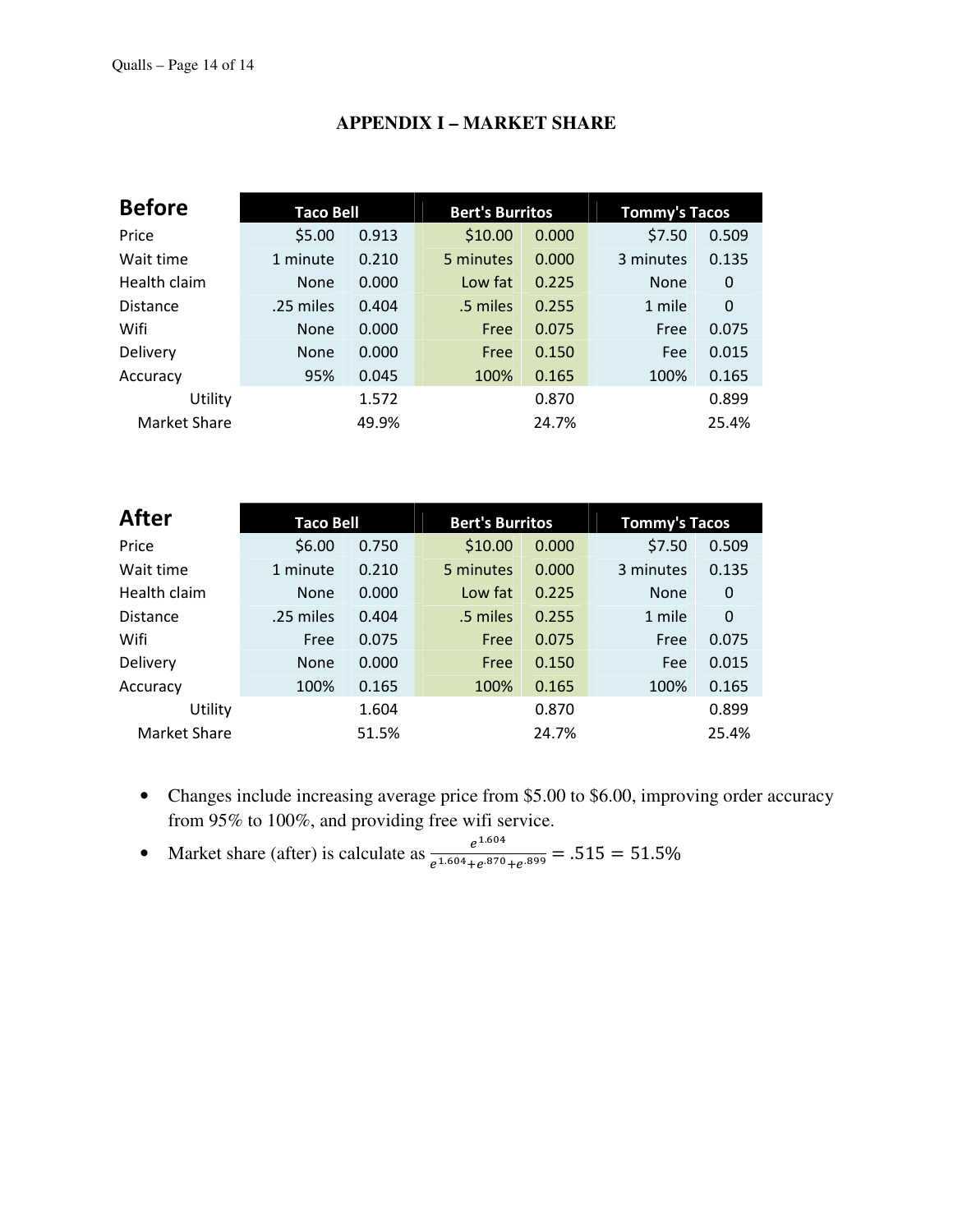## APPENDIX I – MARKET SHARE

| Before | Taco Bell | | Bert's Burritos | | Tommy's Tacos | |
|---|---|---|---|---|---|---|
| Price | $5.00 | 0.913 | $10.00 | 0.000 | $7.50 | 0.509 |
| Wait time | 1 minute | 0.210 | 5 minutes | 0.000 | 3 minutes | 0.135 |
| Health claim | None | 0.000 | Low fat | 0.225 | None | 0 |
| Distance | .25 miles | 0.404 | .5 miles | 0.255 | 1 mile | 0 |
| Wifi | None | 0.000 | Free | 0.075 | Free | 0.075 |
| Delivery | None | 0.000 | Free | 0.150 | Fee | 0.015 |
| Accuracy | 95% | 0.045 | 100% | 0.165 | 100% | 0.165 |
| Utility | | 1.572 | | 0.870 | | 0.899 |
| Market Share | | 49.9% | | 24.7% | | 25.4% |

| After | Taco Bell | | Bert's Burritos | | Tommy's Tacos | |
|---|---|---|---|---|---|---|
| Price | $6.00 | 0.750 | $10.00 | 0.000 | $7.50 | 0.509 |
| Wait time | 1 minute | 0.210 | 5 minutes | 0.000 | 3 minutes | 0.135 |
| Health claim | None | 0.000 | Low fat | 0.225 | None | 0 |
| Distance | .25 miles | 0.404 | .5 miles | 0.255 | 1 mile | 0 |
| Wifi | Free | 0.075 | Free | 0.075 | Free | 0.075 |
| Delivery | None | 0.000 | Free | 0.150 | Fee | 0.015 |
| Accuracy | 100% | 0.165 | 100% | 0.165 | 100% | 0.165 |
| Utility | | 1.604 | | 0.870 | | 0.899 |
| Market Share | | 51.5% | | 24.7% | | 25.4% |

- Changes include increasing average price from $5.00 to $6.00, improving order accuracy from 95% to 100%, and providing free wifi service.
- Market share (after) is calculate as $\frac{e^{1.604}}{e^{1.604}+e^{.870}+e^{.899}} = .515 = 51.5\%$